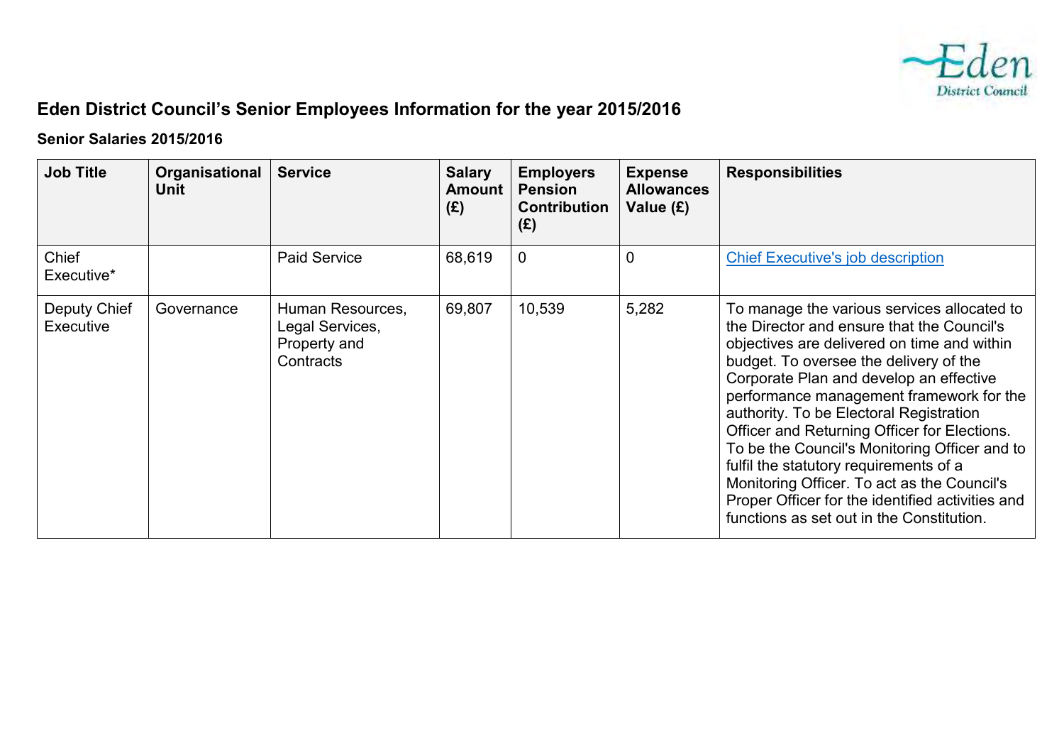# Eden District Council's Senior Employees Information for the year 2015/2016

## Senior Salaries 2015/2016

| Job Title | Organisational Unit | Service | Salary Amount (£) | Employers Pension Contribution (£) | Expense Allowances Value (£) | Responsibilities |
|---|---|---|---|---|---|---|
| Chief Executive* | | Paid Service | 68,619 | 0 | 0 | Chief Executive's job description |
| Deputy Chief Executive | Governance | Human Resources, Legal Services, Property and Contracts | 69,807 | 10,539 | 5,282 | To manage the various services allocated to the Director and ensure that the Council's objectives are delivered on time and within budget. To oversee the delivery of the Corporate Plan and develop an effective performance management framework for the authority. To be Electoral Registration Officer and Returning Officer for Elections. To be the Council's Monitoring Officer and to fulfil the statutory requirements of a Monitoring Officer. To act as the Council's Proper Officer for the identified activities and functions as set out in the Constitution. |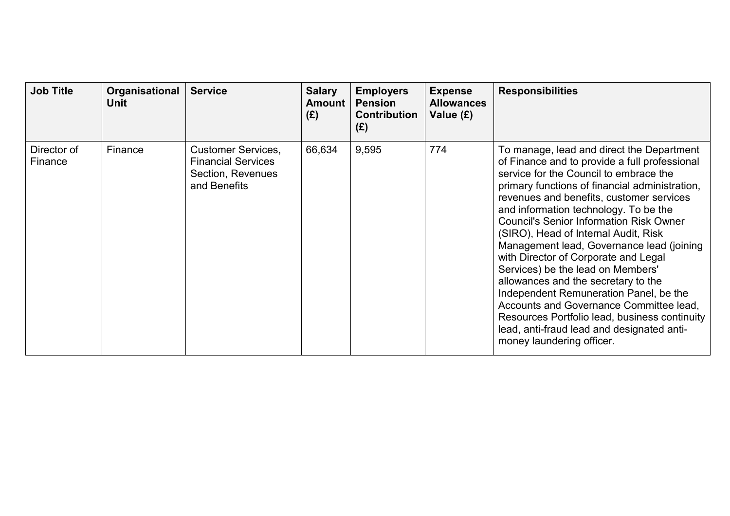| Job Title | Organisational Unit | Service | Salary Amount (£) | Employers Pension Contribution (£) | Expense Allowances Value (£) | Responsibilities |
|---|---|---|---|---|---|---|
| Director of Finance | Finance | Customer Services, Financial Services Section, Revenues and Benefits | 66,634 | 9,595 | 774 | To manage, lead and direct the Department of Finance and to provide a full professional service for the Council to embrace the primary functions of financial administration, revenues and benefits, customer services and information technology. To be the Council's Senior Information Risk Owner (SIRO), Head of Internal Audit, Risk Management lead, Governance lead (joining with Director of Corporate and Legal Services) be the lead on Members' allowances and the secretary to the Independent Remuneration Panel, be the Accounts and Governance Committee lead, Resources Portfolio lead, business continuity lead, anti-fraud lead and designated anti-money laundering officer. |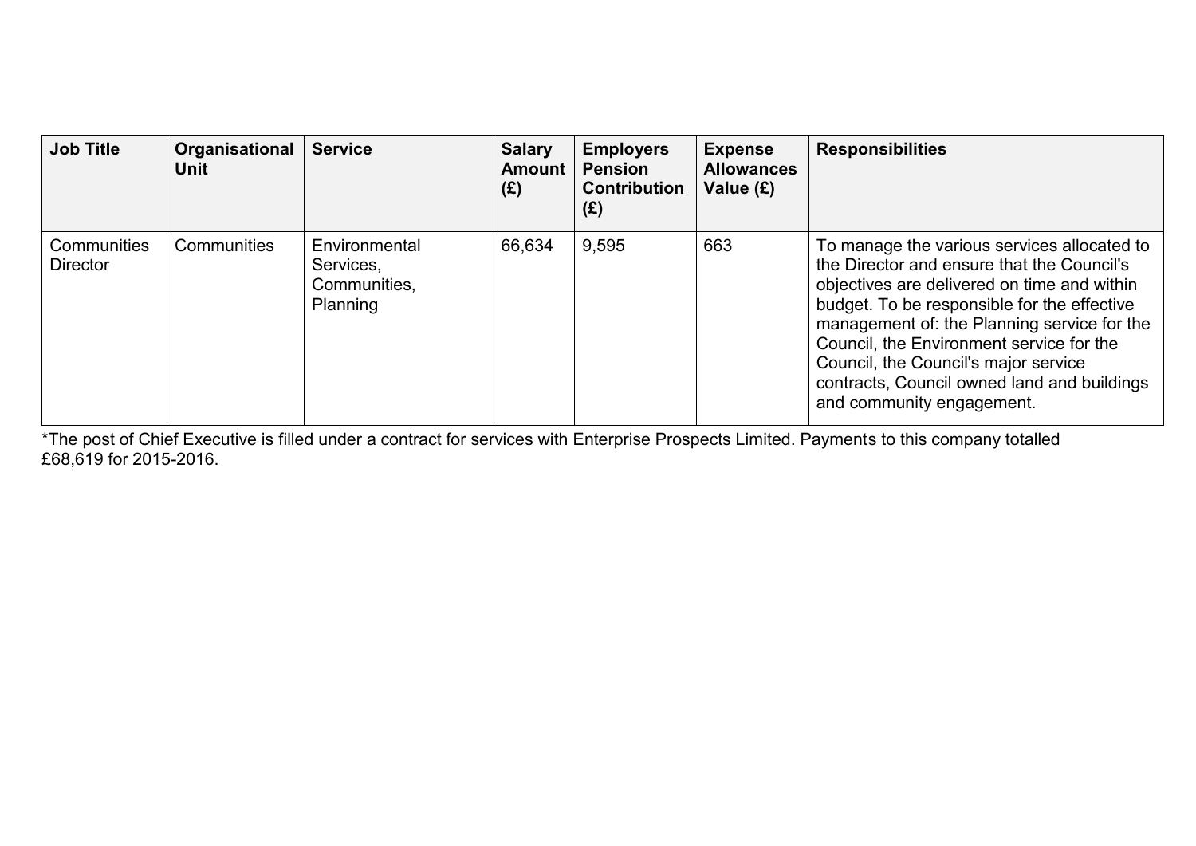| Job Title | Organisational Unit | Service | Salary Amount (£) | Employers Pension Contribution (£) | Expense Allowances Value (£) | Responsibilities |
|---|---|---|---|---|---|---|
| Communities Director | Communities | Environmental Services, Communities, Planning | 66,634 | 9,595 | 663 | To manage the various services allocated to the Director and ensure that the Council's objectives are delivered on time and within budget. To be responsible for the effective management of: the Planning service for the Council, the Environment service for the Council, the Council's major service contracts, Council owned land and buildings and community engagement. |

*The post of Chief Executive is filled under a contract for services with Enterprise Prospects Limited. Payments to this company totalled £68,619 for 2015-2016.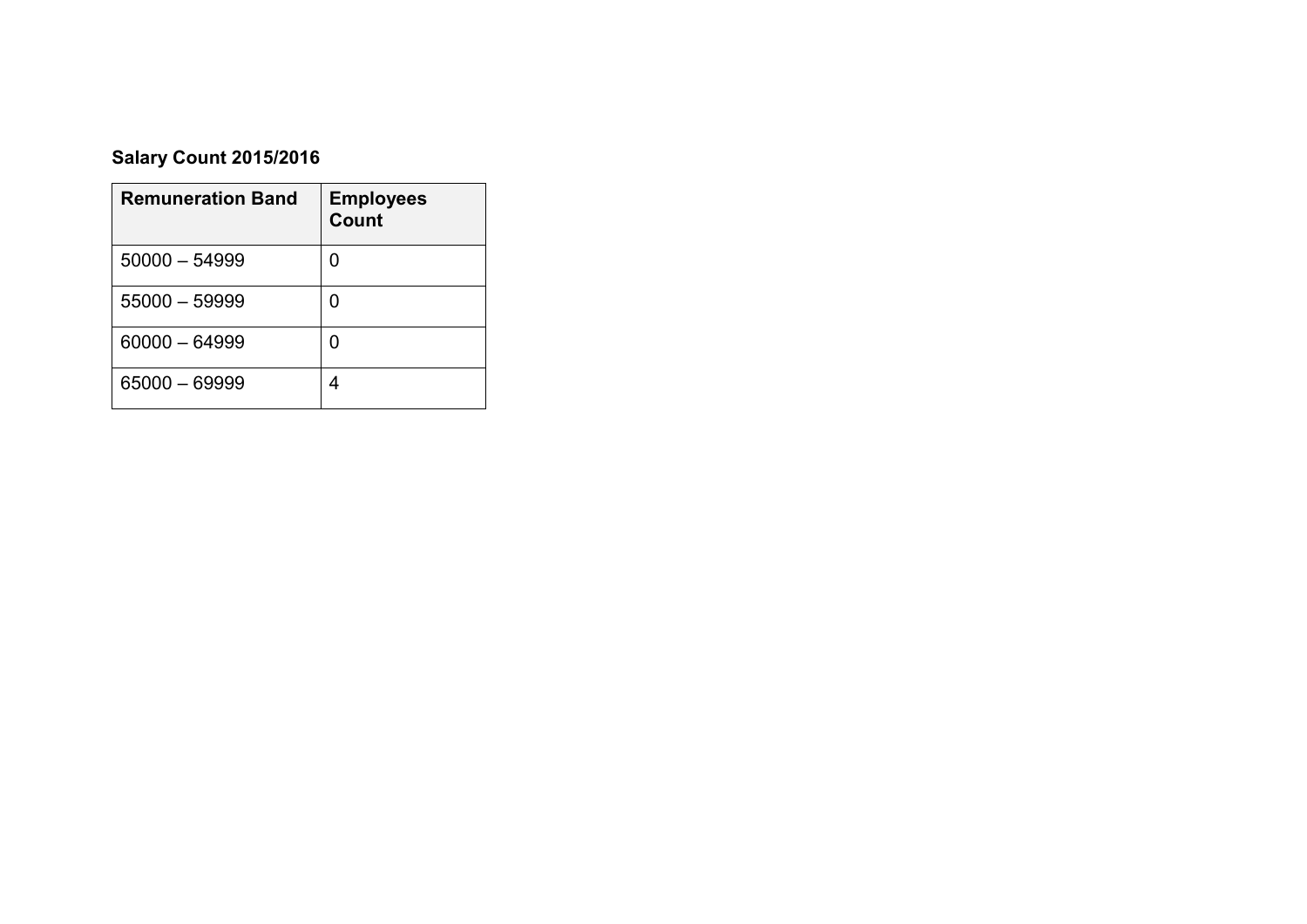**Salary Count 2015/2016**

| Remuneration Band | Employees Count |
| --- | --- |
| 50000 – 54999 | 0 |
| 55000 – 59999 | 0 |
| 60000 – 64999 | 0 |
| 65000 – 69999 | 4 |